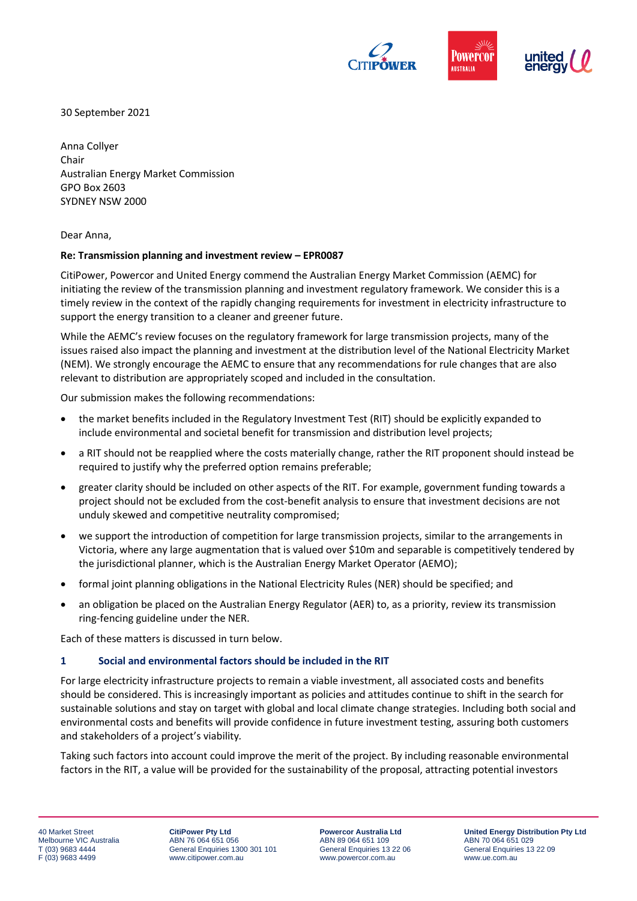30 September 2021

Anna Collyer
Chair
Australian Energy Market Commission
GPO Box 2603
SYDNEY NSW 2000

Dear Anna,

**Re: Transmission planning and investment review – EPR0087**

CitiPower, Powercor and United Energy commend the Australian Energy Market Commission (AEMC) for initiating the review of the transmission planning and investment regulatory framework. We consider this is a timely review in the context of the rapidly changing requirements for investment in electricity infrastructure to support the energy transition to a cleaner and greener future.

While the AEMC's review focuses on the regulatory framework for large transmission projects, many of the issues raised also impact the planning and investment at the distribution level of the National Electricity Market (NEM). We strongly encourage the AEMC to ensure that any recommendations for rule changes that are also relevant to distribution are appropriately scoped and included in the consultation.

Our submission makes the following recommendations:

- the market benefits included in the Regulatory Investment Test (RIT) should be explicitly expanded to include environmental and societal benefit for transmission and distribution level projects;
- a RIT should not be reapplied where the costs materially change, rather the RIT proponent should instead be required to justify why the preferred option remains preferable;
- greater clarity should be included on other aspects of the RIT. For example, government funding towards a project should not be excluded from the cost-benefit analysis to ensure that investment decisions are not unduly skewed and competitive neutrality compromised;
- we support the introduction of competition for large transmission projects, similar to the arrangements in Victoria, where any large augmentation that is valued over $10m and separable is competitively tendered by the jurisdictional planner, which is the Australian Energy Market Operator (AEMO);
- formal joint planning obligations in the National Electricity Rules (NER) should be specified; and
- an obligation be placed on the Australian Energy Regulator (AER) to, as a priority, review its transmission ring-fencing guideline under the NER.

Each of these matters is discussed in turn below.

## 1 Social and environmental factors should be included in the RIT

For large electricity infrastructure projects to remain a viable investment, all associated costs and benefits should be considered. This is increasingly important as policies and attitudes continue to shift in the search for sustainable solutions and stay on target with global and local climate change strategies. Including both social and environmental costs and benefits will provide confidence in future investment testing, assuring both customers and stakeholders of a project's viability.

Taking such factors into account could improve the merit of the project. By including reasonable environmental factors in the RIT, a value will be provided for the sustainability of the proposal, attracting potential investors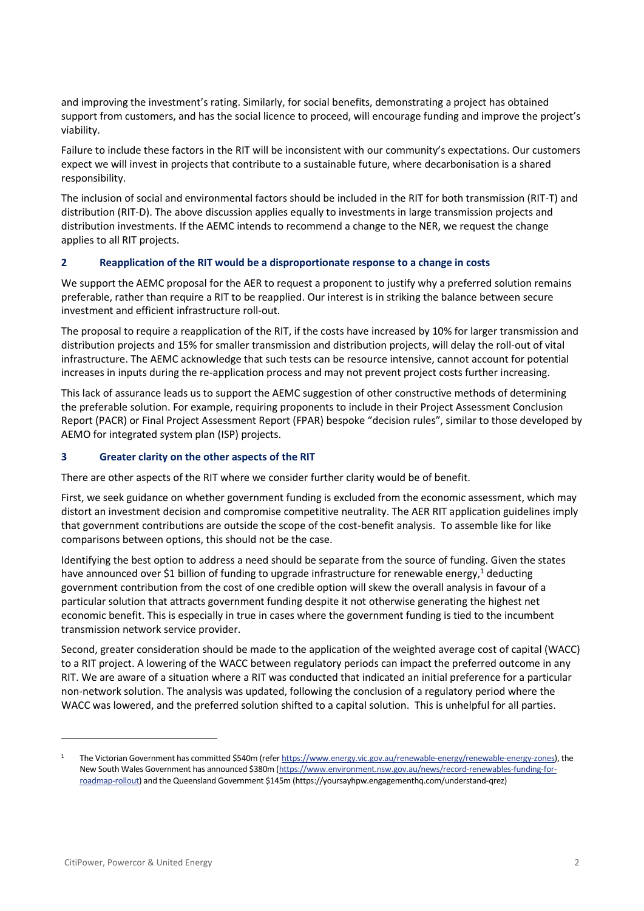and improving the investment's rating. Similarly, for social benefits, demonstrating a project has obtained support from customers, and has the social licence to proceed, will encourage funding and improve the project's viability.

Failure to include these factors in the RIT will be inconsistent with our community's expectations. Our customers expect we will invest in projects that contribute to a sustainable future, where decarbonisation is a shared responsibility.

The inclusion of social and environmental factors should be included in the RIT for both transmission (RIT-T) and distribution (RIT-D). The above discussion applies equally to investments in large transmission projects and distribution investments. If the AEMC intends to recommend a change to the NER, we request the change applies to all RIT projects.

## 2 Reapplication of the RIT would be a disproportionate response to a change in costs

We support the AEMC proposal for the AER to request a proponent to justify why a preferred solution remains preferable, rather than require a RIT to be reapplied. Our interest is in striking the balance between secure investment and efficient infrastructure roll-out.

The proposal to require a reapplication of the RIT, if the costs have increased by 10% for larger transmission and distribution projects and 15% for smaller transmission and distribution projects, will delay the roll-out of vital infrastructure. The AEMC acknowledge that such tests can be resource intensive, cannot account for potential increases in inputs during the re-application process and may not prevent project costs further increasing.

This lack of assurance leads us to support the AEMC suggestion of other constructive methods of determining the preferable solution. For example, requiring proponents to include in their Project Assessment Conclusion Report (PACR) or Final Project Assessment Report (FPAR) bespoke "decision rules", similar to those developed by AEMO for integrated system plan (ISP) projects.

## 3 Greater clarity on the other aspects of the RIT

There are other aspects of the RIT where we consider further clarity would be of benefit.

First, we seek guidance on whether government funding is excluded from the economic assessment, which may distort an investment decision and compromise competitive neutrality. The AER RIT application guidelines imply that government contributions are outside the scope of the cost-benefit analysis. To assemble like for like comparisons between options, this should not be the case.

Identifying the best option to address a need should be separate from the source of funding. Given the states have announced over $1 billion of funding to upgrade infrastructure for renewable energy,[1] deducting government contribution from the cost of one credible option will skew the overall analysis in favour of a particular solution that attracts government funding despite it not otherwise generating the highest net economic benefit. This is especially in true in cases where the government funding is tied to the incumbent transmission network service provider.

Second, greater consideration should be made to the application of the weighted average cost of capital (WACC) to a RIT project. A lowering of the WACC between regulatory periods can impact the preferred outcome in any RIT. We are aware of a situation where a RIT was conducted that indicated an initial preference for a particular non-network solution. The analysis was updated, following the conclusion of a regulatory period where the WACC was lowered, and the preferred solution shifted to a capital solution. This is unhelpful for all parties.

---

[1] The Victorian Government has committed $540m (refer https://www.energy.vic.gov.au/renewable-energy/renewable-energy-zones), the New South Wales Government has announced $380m (https://www.environment.nsw.gov.au/news/record-renewables-funding-for-roadmap-rollout) and the Queensland Government $145m (https://yoursayhpw.engagementhq.com/understand-qrez)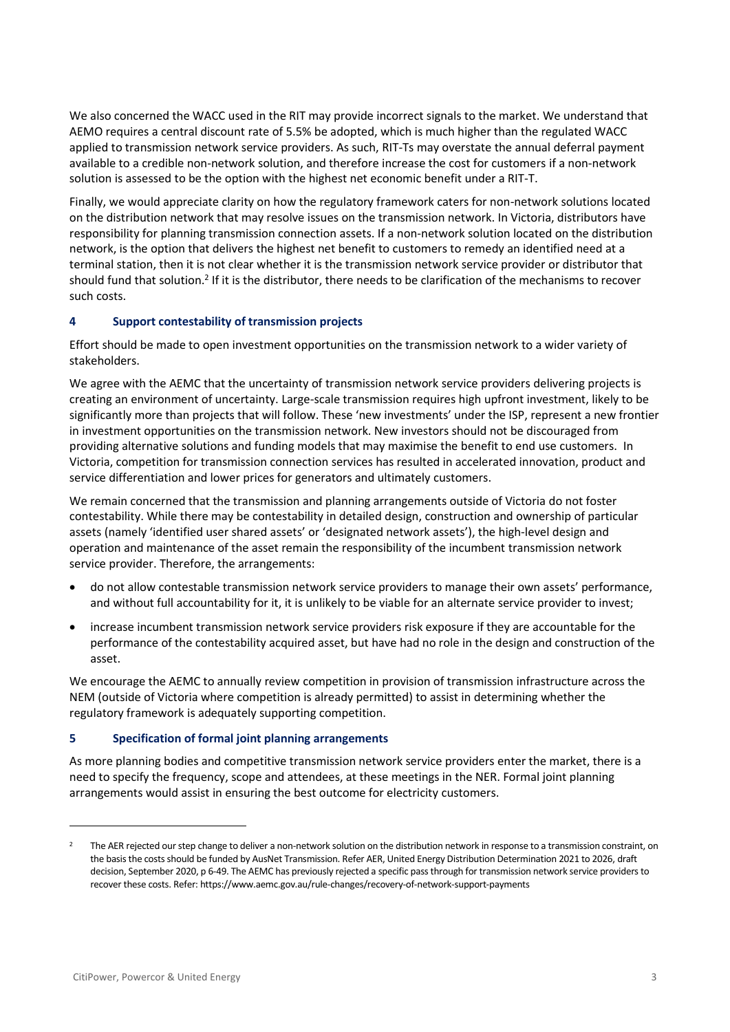We also concerned the WACC used in the RIT may provide incorrect signals to the market. We understand that AEMO requires a central discount rate of 5.5% be adopted, which is much higher than the regulated WACC applied to transmission network service providers. As such, RIT-Ts may overstate the annual deferral payment available to a credible non-network solution, and therefore increase the cost for customers if a non-network solution is assessed to be the option with the highest net economic benefit under a RIT-T.

Finally, we would appreciate clarity on how the regulatory framework caters for non-network solutions located on the distribution network that may resolve issues on the transmission network. In Victoria, distributors have responsibility for planning transmission connection assets. If a non-network solution located on the distribution network, is the option that delivers the highest net benefit to customers to remedy an identified need at a terminal station, then it is not clear whether it is the transmission network service provider or distributor that should fund that solution.[2] If it is the distributor, there needs to be clarification of the mechanisms to recover such costs.

## 4 Support contestability of transmission projects

Effort should be made to open investment opportunities on the transmission network to a wider variety of stakeholders.

We agree with the AEMC that the uncertainty of transmission network service providers delivering projects is creating an environment of uncertainty. Large-scale transmission requires high upfront investment, likely to be significantly more than projects that will follow. These 'new investments' under the ISP, represent a new frontier in investment opportunities on the transmission network. New investors should not be discouraged from providing alternative solutions and funding models that may maximise the benefit to end use customers. In Victoria, competition for transmission connection services has resulted in accelerated innovation, product and service differentiation and lower prices for generators and ultimately customers.

We remain concerned that the transmission and planning arrangements outside of Victoria do not foster contestability. While there may be contestability in detailed design, construction and ownership of particular assets (namely 'identified user shared assets' or 'designated network assets'), the high-level design and operation and maintenance of the asset remain the responsibility of the incumbent transmission network service provider. Therefore, the arrangements:

- do not allow contestable transmission network service providers to manage their own assets' performance, and without full accountability for it, it is unlikely to be viable for an alternate service provider to invest;
- increase incumbent transmission network service providers risk exposure if they are accountable for the performance of the contestability acquired asset, but have had no role in the design and construction of the asset.

We encourage the AEMC to annually review competition in provision of transmission infrastructure across the NEM (outside of Victoria where competition is already permitted) to assist in determining whether the regulatory framework is adequately supporting competition.

## 5 Specification of formal joint planning arrangements

As more planning bodies and competitive transmission network service providers enter the market, there is a need to specify the frequency, scope and attendees, at these meetings in the NER. Formal joint planning arrangements would assist in ensuring the best outcome for electricity customers.

---

[2] The AER rejected our step change to deliver a non-network solution on the distribution network in response to a transmission constraint, on the basis the costs should be funded by AusNet Transmission. Refer AER, United Energy Distribution Determination 2021 to 2026, draft decision, September 2020, p 6-49. The AEMC has previously rejected a specific pass through for transmission network service providers to recover these costs. Refer: https://www.aemc.gov.au/rule-changes/recovery-of-network-support-payments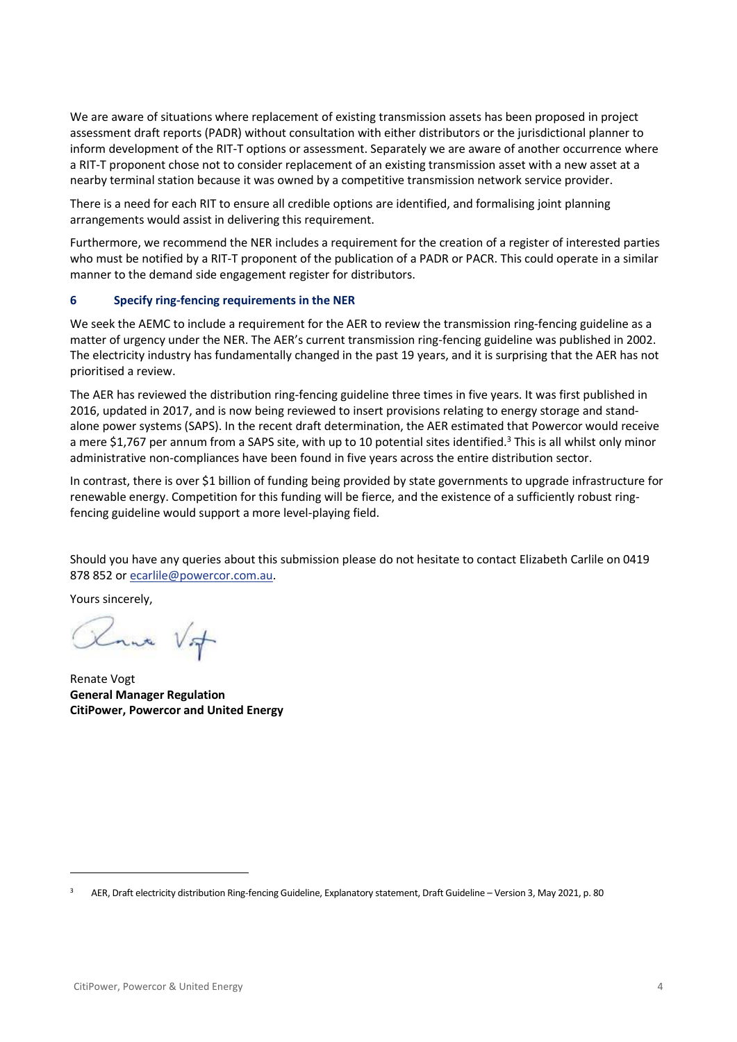We are aware of situations where replacement of existing transmission assets has been proposed in project assessment draft reports (PADR) without consultation with either distributors or the jurisdictional planner to inform development of the RIT-T options or assessment. Separately we are aware of another occurrence where a RIT-T proponent chose not to consider replacement of an existing transmission asset with a new asset at a nearby terminal station because it was owned by a competitive transmission network service provider.

There is a need for each RIT to ensure all credible options are identified, and formalising joint planning arrangements would assist in delivering this requirement.

Furthermore, we recommend the NER includes a requirement for the creation of a register of interested parties who must be notified by a RIT-T proponent of the publication of a PADR or PACR. This could operate in a similar manner to the demand side engagement register for distributors.

### 6 Specify ring-fencing requirements in the NER

We seek the AEMC to include a requirement for the AER to review the transmission ring-fencing guideline as a matter of urgency under the NER. The AER's current transmission ring-fencing guideline was published in 2002. The electricity industry has fundamentally changed in the past 19 years, and it is surprising that the AER has not prioritised a review.

The AER has reviewed the distribution ring-fencing guideline three times in five years. It was first published in 2016, updated in 2017, and is now being reviewed to insert provisions relating to energy storage and stand-alone power systems (SAPS). In the recent draft determination, the AER estimated that Powercor would receive a mere $1,767 per annum from a SAPS site, with up to 10 potential sites identified.[3] This is all whilst only minor administrative non-compliances have been found in five years across the entire distribution sector.

In contrast, there is over $1 billion of funding being provided by state governments to upgrade infrastructure for renewable energy. Competition for this funding will be fierce, and the existence of a sufficiently robust ring-fencing guideline would support a more level-playing field.

Should you have any queries about this submission please do not hesitate to contact Elizabeth Carlile on 0419 878 852 or ecarlile@powercor.com.au.

Yours sincerely,

Renate Vogt
**General Manager Regulation**
**CitiPower, Powercor and United Energy**

---

[3] AER, Draft electricity distribution Ring-fencing Guideline, Explanatory statement, Draft Guideline – Version 3, May 2021, p. 80